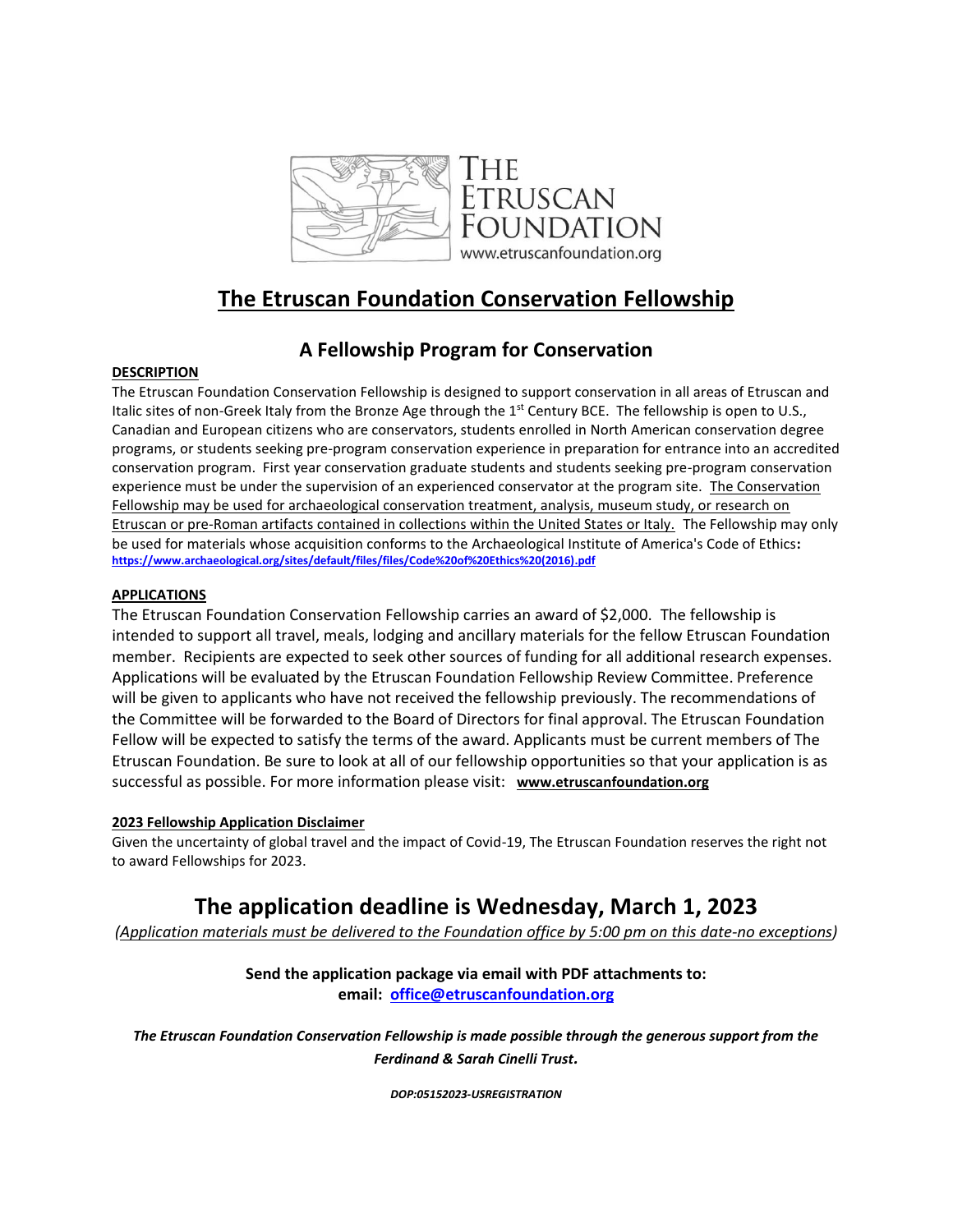The Etruscan Foundation
www.etruscanfoundation.org

# The Etruscan Foundation Conservation Fellowship

## A Fellowship Program for Conservation

**DESCRIPTION**

The Etruscan Foundation Conservation Fellowship is designed to support conservation in all areas of Etruscan and Italic sites of non-Greek Italy from the Bronze Age through the 1st Century BCE. The fellowship is open to U.S., Canadian and European citizens who are conservators, students enrolled in North American conservation degree programs, or students seeking pre-program conservation experience in preparation for entrance into an accredited conservation program. First year conservation graduate students and students seeking pre-program conservation experience must be under the supervision of an experienced conservator at the program site. The Conservation Fellowship may be used for archaeological conservation treatment, analysis, museum study, or research on Etruscan or pre-Roman artifacts contained in collections within the United States or Italy. The Fellowship may only be used for materials whose acquisition conforms to the Archaeological Institute of America's Code of Ethics: https://www.archaeological.org/sites/default/files/files/Code%20of%20Ethics%20(2016).pdf

**APPLICATIONS**

The Etruscan Foundation Conservation Fellowship carries an award of $2,000. The fellowship is intended to support all travel, meals, lodging and ancillary materials for the fellow Etruscan Foundation member. Recipients are expected to seek other sources of funding for all additional research expenses. Applications will be evaluated by the Etruscan Foundation Fellowship Review Committee. Preference will be given to applicants who have not received the fellowship previously. The recommendations of the Committee will be forwarded to the Board of Directors for final approval. The Etruscan Foundation Fellow will be expected to satisfy the terms of the award. Applicants must be current members of The Etruscan Foundation. Be sure to look at all of our fellowship opportunities so that your application is as successful as possible. For more information please visit: **www.etruscanfoundation.org**

**2023 Fellowship Application Disclaimer**

Given the uncertainty of global travel and the impact of Covid-19, The Etruscan Foundation reserves the right not to award Fellowships for 2023.

## The application deadline is Wednesday, March 1, 2023

*(Application materials must be delivered to the Foundation office by 5:00 pm on this date-no exceptions)*

**Send the application package via email with PDF attachments to:**
**email: office@etruscanfoundation.org**

***The Etruscan Foundation Conservation Fellowship is made possible through the generous support from the Ferdinand & Sarah Cinelli Trust.***

***DOP:05152023-USREGISTRATION***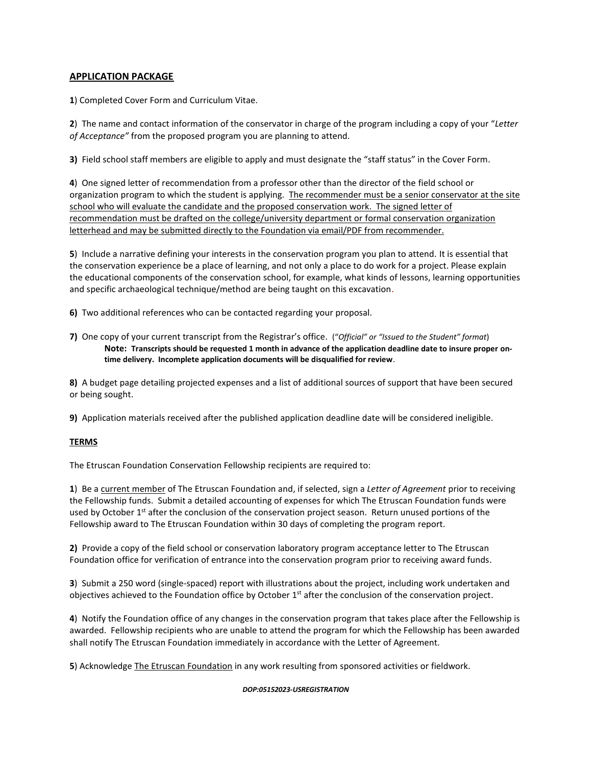## APPLICATION PACKAGE

**1**) Completed Cover Form and Curriculum Vitae.

**2**) The name and contact information of the conservator in charge of the program including a copy of your "*Letter of Acceptance"* from the proposed program you are planning to attend.

**3)** Field school staff members are eligible to apply and must designate the "staff status" in the Cover Form.

**4**) One signed letter of recommendation from a professor other than the director of the field school or organization program to which the student is applying. <u>The recommender must be a senior conservator at the site school who will evaluate the candidate and the proposed conservation work. The signed letter of recommendation must be drafted on the college/university department or formal conservation organization letterhead and may be submitted directly to the Foundation via email/PDF from recommender.</u>

**5**) Include a narrative defining your interests in the conservation program you plan to attend. It is essential that the conservation experience be a place of learning, and not only a place to do work for a project. Please explain the educational components of the conservation school, for example, what kinds of lessons, learning opportunities and specific archaeological technique/method are being taught on this excavation.

**6)** Two additional references who can be contacted regarding your proposal.

**7)** One copy of your current transcript from the Registrar's office. (*"Official" or "Issued to the Student" format*)

> **Note: Transcripts should be requested 1 month in advance of the application deadline date to insure proper on-time delivery. Incomplete application documents will be disqualified for review**.

**8)** A budget page detailing projected expenses and a list of additional sources of support that have been secured or being sought.

**9)** Application materials received after the published application deadline date will be considered ineligible.

## TERMS

The Etruscan Foundation Conservation Fellowship recipients are required to:

**1**) Be a <u>current member</u> of The Etruscan Foundation and, if selected, sign a *Letter of Agreement* prior to receiving the Fellowship funds. Submit a detailed accounting of expenses for which The Etruscan Foundation funds were used by October 1st after the conclusion of the conservation project season. Return unused portions of the Fellowship award to The Etruscan Foundation within 30 days of completing the program report.

**2)** Provide a copy of the field school or conservation laboratory program acceptance letter to The Etruscan Foundation office for verification of entrance into the conservation program prior to receiving award funds.

**3**) Submit a 250 word (single-spaced) report with illustrations about the project, including work undertaken and objectives achieved to the Foundation office by October 1st after the conclusion of the conservation project.

**4**) Notify the Foundation office of any changes in the conservation program that takes place after the Fellowship is awarded. Fellowship recipients who are unable to attend the program for which the Fellowship has been awarded shall notify The Etruscan Foundation immediately in accordance with the Letter of Agreement.

**5**) Acknowledge <u>The Etruscan Foundation</u> in any work resulting from sponsored activities or fieldwork.

***DOP:05152023-USREGISTRATION***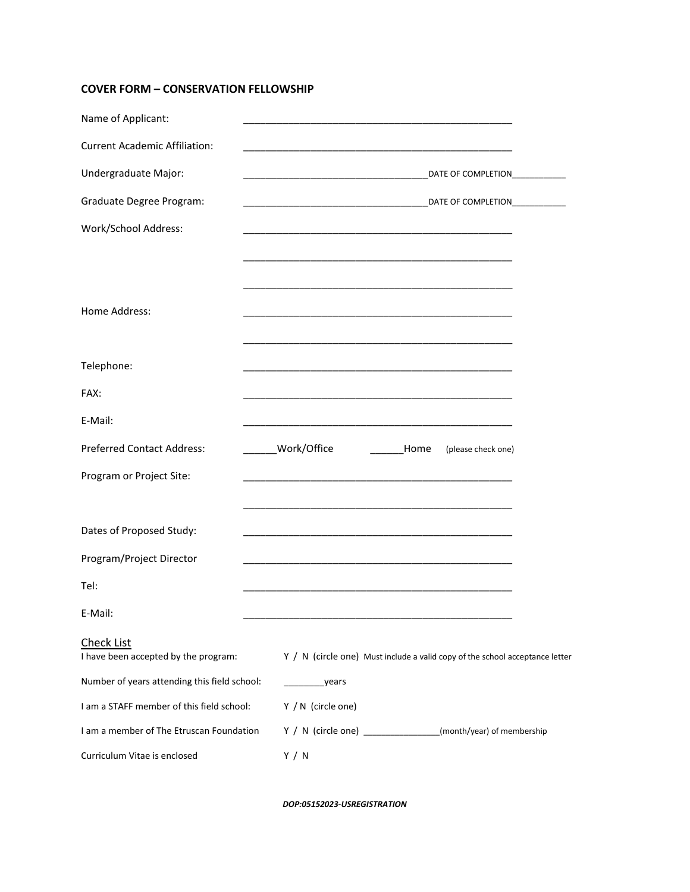**COVER FORM – CONVERSATION FELLOWSHIP**

Name of Applicant: ______________________________________________

Current Academic Affiliation: ______________________________________________

Undergraduate Major: ________________________________ DATE OF COMPLETION ___________

Graduate Degree Program: ________________________________ DATE OF COMPLETION ___________

Work/School Address: ______________________________________________

______________________________________________

______________________________________________

Home Address: ______________________________________________

______________________________________________

Telephone: ______________________________________________

FAX: ______________________________________________

E-Mail: ______________________________________________

Preferred Contact Address: ______Work/Office ______Home (please check one)

Program or Project Site: ______________________________________________

______________________________________________

Dates of Proposed Study: ______________________________________________

Program/Project Director ______________________________________________

Tel: ______________________________________________

E-Mail: ______________________________________________

Check List

I have been accepted by the program: Y / N (circle one) Must include a valid copy of the school acceptance letter

Number of years attending this field school: ________years

I am a STAFF member of this field school: Y / N (circle one)

I am a member of The Etruscan Foundation Y / N (circle one) _______________(month/year) of membership

Curriculum Vitae is enclosed Y / N

***DOP:05152023-USREGISTRATION***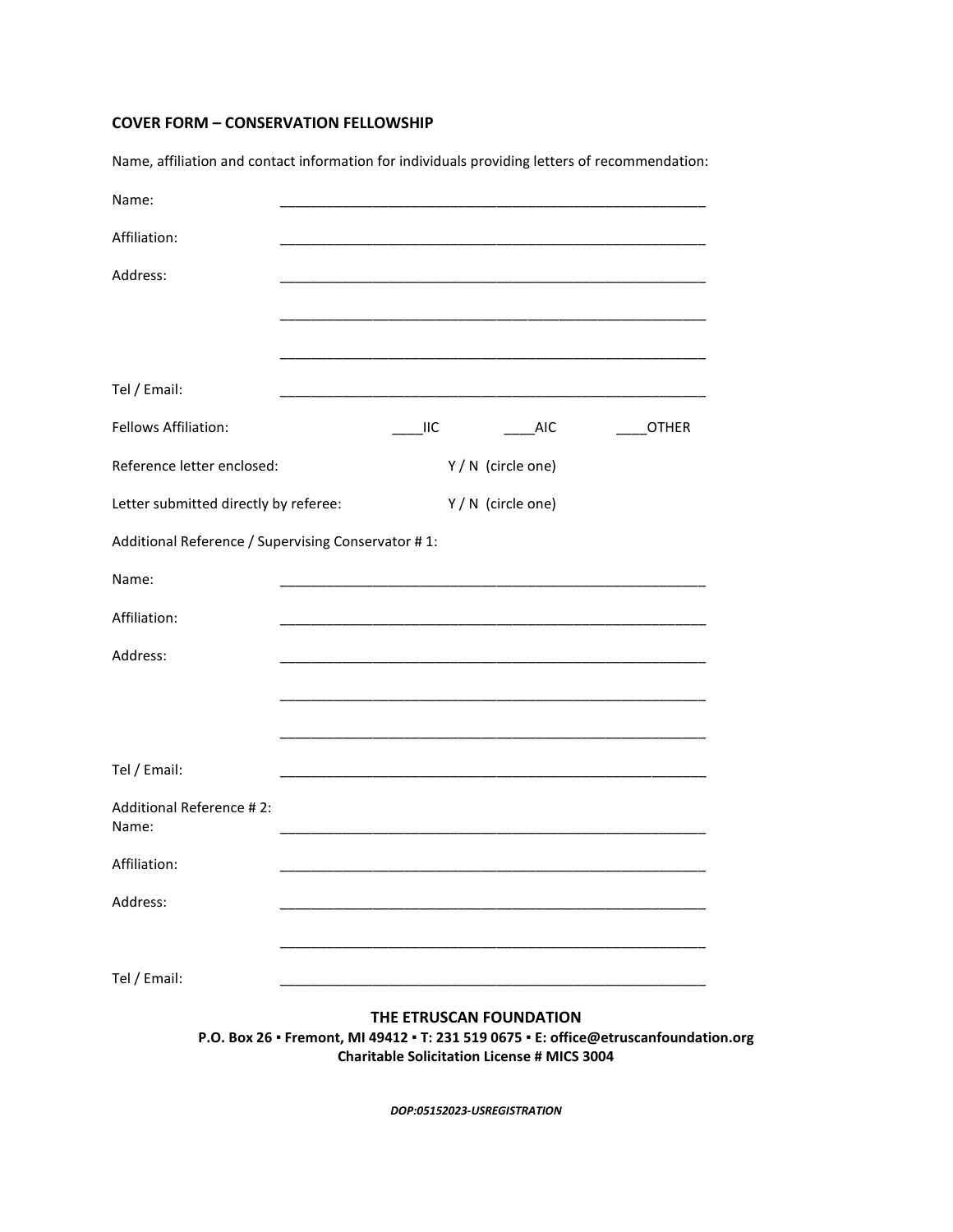**COVER FORM – CONSERVATION FELLOWSHIP**

Name, affiliation and contact information for individuals providing letters of recommendation:

Name: _______________________________________________________

Affiliation: _______________________________________________________

Address: _______________________________________________________

_______________________________________________________

_______________________________________________________

Tel / Email: _______________________________________________________

Fellows Affiliation: ____IIC ____AIC ____OTHER

Reference letter enclosed: Y / N (circle one)

Letter submitted directly by referee: Y / N (circle one)

Additional Reference / Supervising Conservator # 1:

Name: _______________________________________________________

Affiliation: _______________________________________________________

Address: _______________________________________________________

_______________________________________________________

_______________________________________________________

Tel / Email: _______________________________________________________

Additional Reference # 2:
Name: _______________________________________________________

Affiliation: _______________________________________________________

Address: _______________________________________________________

_______________________________________________________

Tel / Email: _______________________________________________________

**THE ETRUSCAN FOUNDATION**
**P.O. Box 26 ▪ Fremont, MI 49412 ▪ T: 231 519 0675 ▪ E: office@etruscanfoundation.org**
**Charitable Solicitation License # MICS 3004**

***DOP:05152023-USREGISTRATION***